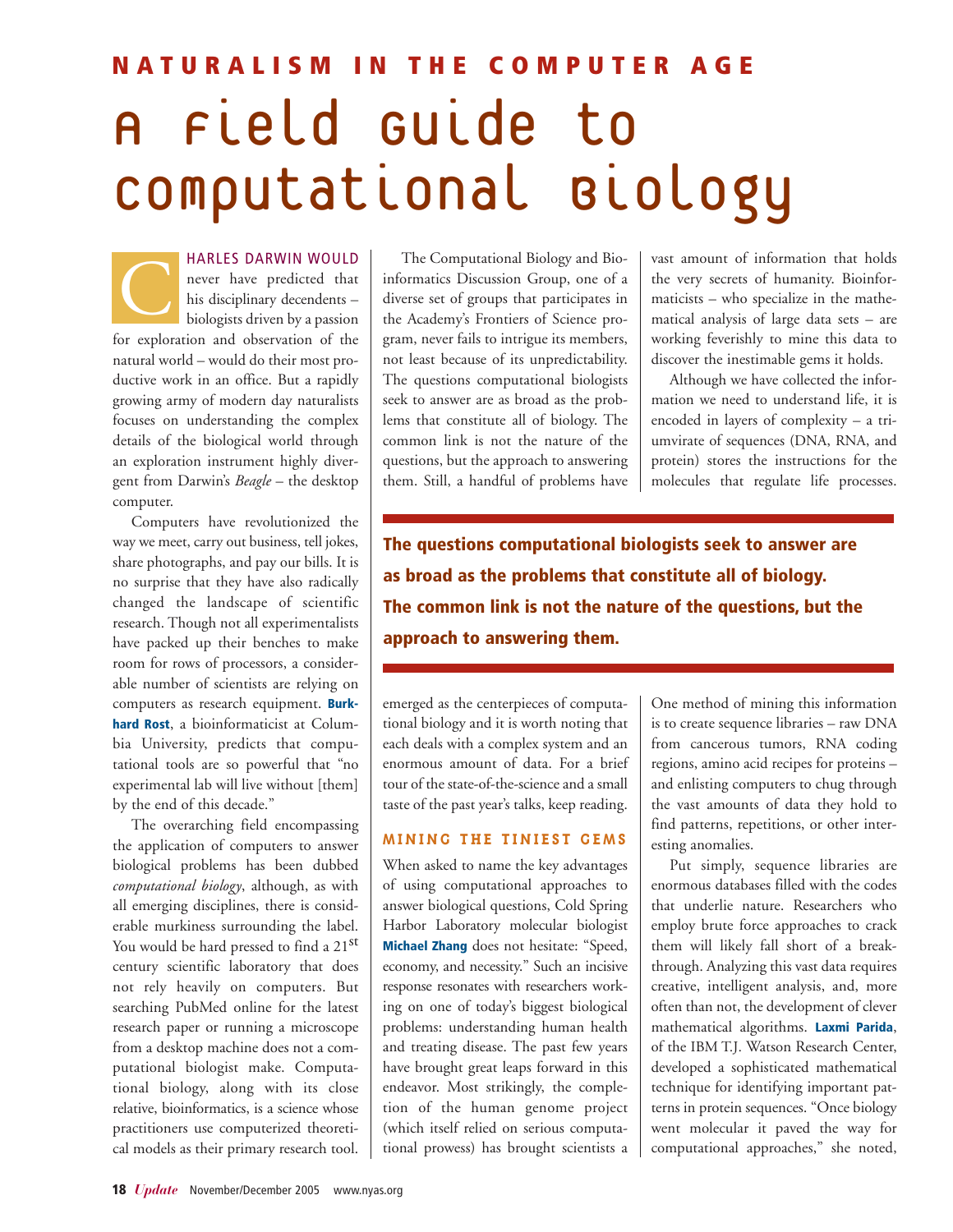# NATURALISM IN THE COMPUTER AGE

# A Field Guide to Computational Biology

CHARLES DARWIN WOULD never have predicted that his disciplinary decendents – biologists driven by a passion for exploration and observation of the natural world – would do their most productive work in an office. But a rapidly growing army of modern day naturalists focuses on understanding the complex details of the biological world through an exploration instrument highly divergent from Darwin's *Beagle* – the desktop computer.

Computers have revolutionized the way we meet, carry out business, tell jokes, share photographs, and pay our bills. It is no surprise that they have also radically changed the landscape of scientific research. Though not all experimentalists have packed up their benches to make room for rows of processors, a considerable number of scientists are relying on computers as research equipment. **Burkhard Rost**, a bioinformaticist at Columbia University, predicts that computational tools are so powerful that "no experimental lab will live without [them] by the end of this decade."

The overarching field encompassing the application of computers to answer biological problems has been dubbed *computational biology*, although, as with all emerging disciplines, there is considerable murkiness surrounding the label. You would be hard pressed to find a 21st century scientific laboratory that does not rely heavily on computers. But searching PubMed online for the latest research paper or running a microscope from a desktop machine does not a computational biologist make. Computational biology, along with its close relative, bioinformatics, is a science whose practitioners use computerized theoretical models as their primary research tool.

The Computational Biology and Bioinformatics Discussion Group, one of a diverse set of groups that participates in the Academy's Frontiers of Science program, never fails to intrigue its members, not least because of its unpredictability. The questions computational biologists seek to answer are as broad as the problems that constitute all of biology. The common link is not the nature of the questions, but the approach to answering them. Still, a handful of problems have emerged as the centerpieces of computational biology and it is worth noting that each deals with a complex system and an enormous amount of data. For a brief tour of the state-of-the-science and a small taste of the past year's talks, keep reading.

**The questions computational biologists seek to answer are as broad as the problems that constitute all of biology. The common link is not the nature of the questions, but the approach to answering them.**

## MINING THE TINIEST GEMS

When asked to name the key advantages of using computational approaches to answer biological questions, Cold Spring Harbor Laboratory molecular biologist **Michael Zhang** does not hesitate: "Speed, economy, and necessity." Such an incisive response resonates with researchers working on one of today's biggest biological problems: understanding human health and treating disease. The past few years have brought great leaps forward in this endeavor. Most strikingly, the completion of the human genome project (which itself relied on serious computational prowess) has brought scientists a vast amount of information that holds the very secrets of humanity. Bioinformaticists – who specialize in the mathematical analysis of large data sets – are working feverishly to mine this data to discover the inestimable gems it holds.

Although we have collected the information we need to understand life, it is encoded in layers of complexity – a triumvirate of sequences (DNA, RNA, and protein) stores the instructions for the molecules that regulate life processes. One method of mining this information is to create sequence libraries – raw DNA from cancerous tumors, RNA coding regions, amino acid recipes for proteins – and enlisting computers to chug through the vast amounts of data they hold to find patterns, repetitions, or other interesting anomalies.

Put simply, sequence libraries are enormous databases filled with the codes that underlie nature. Researchers who employ brute force approaches to crack them will likely fall short of a breakthrough. Analyzing this vast data requires creative, intelligent analysis, and, more often than not, the development of clever mathematical algorithms. **Laxmi Parida**, of the IBM T.J. Watson Research Center, developed a sophisticated mathematical technique for identifying important patterns in protein sequences. "Once biology went molecular it paved the way for computational approaches," she noted,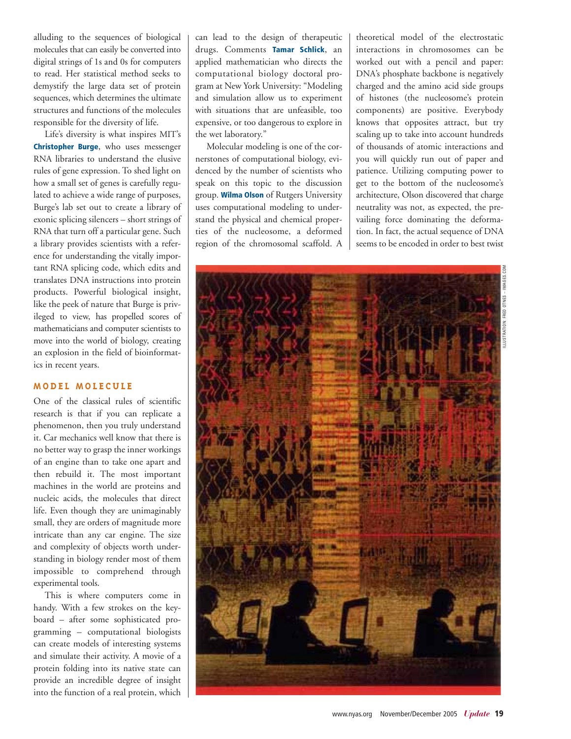alluding to the sequences of biological molecules that can easily be converted into digital strings of 1s and 0s for computers to read. Her statistical method seeks to demystify the large data set of protein sequences, which determines the ultimate structures and functions of the molecules responsible for the diversity of life.

Life's diversity is what inspires MIT's **Christopher Burge**, who uses messenger RNA libraries to understand the elusive rules of gene expression. To shed light on how a small set of genes is carefully regulated to achieve a wide range of purposes, Burge's lab set out to create a library of exonic splicing silencers – short strings of RNA that turn off a particular gene. Such a library provides scientists with a reference for understanding the vitally important RNA splicing code, which edits and translates DNA instructions into protein products. Powerful biological insight, like the peek of nature that Burge is privileged to view, has propelled scores of mathematicians and computer scientists to move into the world of biology, creating an explosion in the field of bioinformatics in recent years.

## MODEL MOLECULE

One of the classical rules of scientific research is that if you can replicate a phenomenon, then you truly understand it. Car mechanics well know that there is no better way to grasp the inner workings of an engine than to take one apart and then rebuild it. The most important machines in the world are proteins and nucleic acids, the molecules that direct life. Even though they are unimaginably small, they are orders of magnitude more intricate than any car engine. The size and complexity of objects worth understanding in biology render most of them impossible to comprehend through experimental tools.

This is where computers come in handy. With a few strokes on the keyboard – after some sophisticated programming – computational biologists can create models of interesting systems and simulate their activity. A movie of a protein folding into its native state can provide an incredible degree of insight into the function of a real protein, which can lead to the design of therapeutic drugs. Comments **Tamar Schlick**, an applied mathematician who directs the computational biology doctoral program at New York University: "Modeling and simulation allow us to experiment with situations that are unfeasible, too expensive, or too dangerous to explore in the wet laboratory."

Molecular modeling is one of the cornerstones of computational biology, evidenced by the number of scientists who speak on this topic to the discussion group. **Wilma Olson** of Rutgers University uses computational modeling to understand the physical and chemical properties of the nucleosome, a deformed region of the chromosomal scaffold. A theoretical model of the electrostatic interactions in chromosomes can be worked out with a pencil and paper: DNA's phosphate backbone is negatively charged and the amino acid side groups of histones (the nucleosome's protein components) are positive. Everybody knows that opposites attract, but try scaling up to take into account hundreds of thousands of atomic interactions and you will quickly run out of paper and patience. Utilizing computing power to get to the bottom of the nucleosome's architecture, Olson discovered that charge neutrality was not, as expected, the prevailing force dominating the deformation. In fact, the actual sequence of DNA seems to be encoded in order to best twist

ILLUSTRATION: FRED OTNES – IMAGES.COM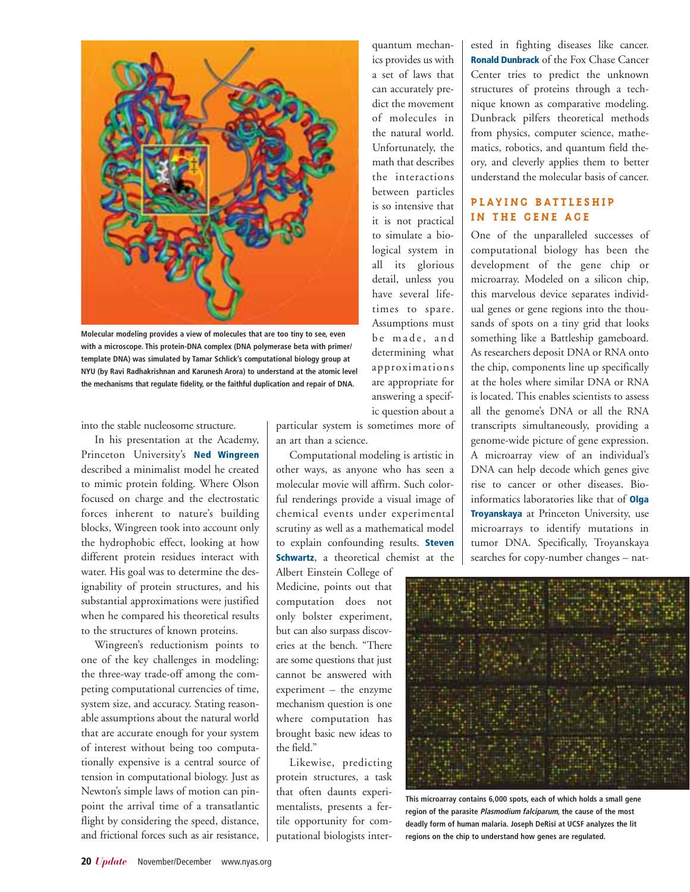Molecular modeling provides a view of molecules that are too tiny to see, even with a microscope. This protein-DNA complex (DNA polymerase beta with primer/template DNA) was simulated by Tamar Schlick's computational biology group at NYU (by Ravi Radhakrishnan and Karunesh Arora) to understand at the atomic level the mechanisms that regulate fidelity, or the faithful duplication and repair of DNA.

into the stable nucleosome structure.

In his presentation at the Academy, Princeton University's **Ned Wingreen** described a minimalist model he created to mimic protein folding. Where Olson focused on charge and the electrostatic forces inherent to nature's building blocks, Wingreen took into account only the hydrophobic effect, looking at how different protein residues interact with water. His goal was to determine the designability of protein structures, and his substantial approximations were justified when he compared his theoretical results to the structures of known proteins.

Wingreen's reductionism points to one of the key challenges in modeling: the three-way trade-off among the competing computational currencies of time, system size, and accuracy. Stating reasonable assumptions about the natural world that are accurate enough for your system of interest without being too computationally expensive is a central source of tension in computational biology. Just as Newton's simple laws of motion can pinpoint the arrival time of a transatlantic flight by considering the speed, distance, and frictional forces such as air resistance, quantum mechanics provides us with a set of laws that can accurately predict the movement of molecules in the natural world. Unfortunately, the math that describes the interactions between particles is so intensive that it is not practical to simulate a biological system in all its glorious detail, unless you have several lifetimes to spare. Assumptions must be made, and determining what approximations are appropriate for answering a specific question about a particular system is sometimes more of an art than a science.

Computational modeling is artistic in other ways, as anyone who has seen a molecular movie will affirm. Such colorful renderings provide a visual image of chemical events under experimental scrutiny as well as a mathematical model to explain confounding results. **Steven Schwartz**, a theoretical chemist at the Albert Einstein College of Medicine, points out that computation does not only bolster experiment, but can also surpass discoveries at the bench. "There are some questions that just cannot be answered with experiment – the enzyme mechanism question is one where computation has brought basic new ideas to the field."

Likewise, predicting protein structures, a task that often daunts experimentalists, presents a fertile opportunity for computational biologists interested in fighting diseases like cancer. **Ronald Dunbrack** of the Fox Chase Cancer Center tries to predict the unknown structures of proteins through a technique known as comparative modeling. Dunbrack pilfers theoretical methods from physics, computer science, mathematics, robotics, and quantum field theory, and cleverly applies them to better understand the molecular basis of cancer.

## PLAYING BATTLESHIP IN THE GENE AGE

One of the unparalleled successes of computational biology has been the development of the gene chip or microarray. Modeled on a silicon chip, this marvelous device separates individual genes or gene regions into the thousands of spots on a tiny grid that looks something like a Battleship gameboard. As researchers deposit DNA or RNA onto the chip, components line up specifically at the holes where similar DNA or RNA is located. This enables scientists to assess all the genome's DNA or all the RNA transcripts simultaneously, providing a genome-wide picture of gene expression. A microarray view of an individual's DNA can help decode which genes give rise to cancer or other diseases. Bioinformatics laboratories like that of **Olga Troyanskaya** at Princeton University, use microarrays to identify mutations in tumor DNA. Specifically, Troyanskaya searches for copy-number changes – nat-

This microarray contains 6,000 spots, each of which holds a small gene region of the parasite *Plasmodium falciparum*, the cause of the most deadly form of human malaria. Joseph DeRisi at UCSF analyzes the lit regions on the chip to understand how genes are regulated.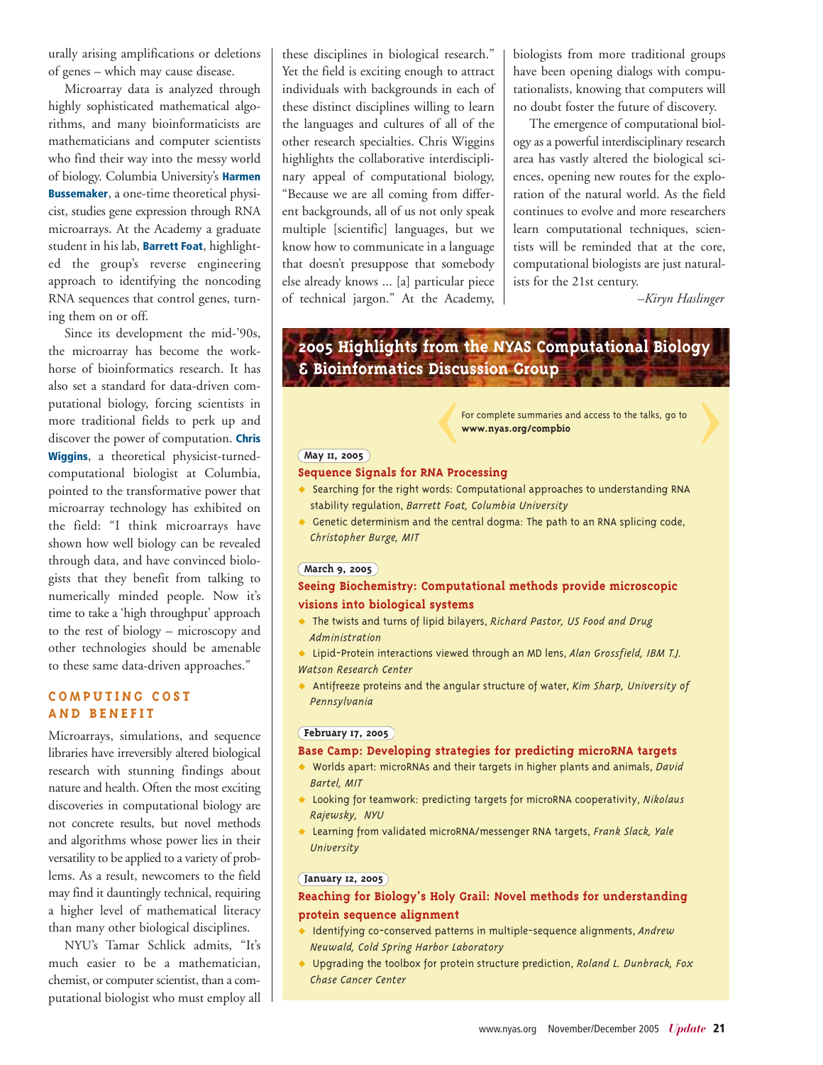urally arising amplifications or deletions of genes – which may cause disease.

Microarray data is analyzed through highly sophisticated mathematical algorithms, and many bioinformaticists are mathematicians and computer scientists who find their way into the messy world of biology. Columbia University's **Harmen Bussemaker**, a one-time theoretical physicist, studies gene expression through RNA microarrays. At the Academy a graduate student in his lab, **Barrett Foat**, highlighted the group's reverse engineering approach to identifying the noncoding RNA sequences that control genes, turning them on or off.

Since its development the mid-'90s, the microarray has become the workhorse of bioinformatics research. It has also set a standard for data-driven computational biology, forcing scientists in more traditional fields to perk up and discover the power of computation. **Chris Wiggins**, a theoretical physicist-turned-computational biologist at Columbia, pointed to the transformative power that microarray technology has exhibited on the field: "I think microarrays have shown how well biology can be revealed through data, and have convinced biologists that they benefit from talking to numerically minded people. Now it's time to take a 'high throughput' approach to the rest of biology – microscopy and other technologies should be amenable to these same data-driven approaches."

## COMPUTING COST AND BENEFIT

Microarrays, simulations, and sequence libraries have irreversibly altered biological research with stunning findings about nature and health. Often the most exciting discoveries in computational biology are not concrete results, but novel methods and algorithms whose power lies in their versatility to be applied to a variety of problems. As a result, newcomers to the field may find it dauntingly technical, requiring a higher level of mathematical literacy than many other biological disciplines.

NYU's Tamar Schlick admits, "It's much easier to be a mathematician, chemist, or computer scientist, than a computational biologist who must employ all these disciplines in biological research." Yet the field is exciting enough to attract individuals with backgrounds in each of these distinct disciplines willing to learn the languages and cultures of all of the other research specialties. Chris Wiggins highlights the collaborative interdisciplinary appeal of computational biology, "Because we are all coming from different backgrounds, all of us not only speak multiple [scientific] languages, but we know how to communicate in a language that doesn't presuppose that somebody else already knows ... [a] particular piece of technical jargon." At the Academy, biologists from more traditional groups have been opening dialogs with computationalists, knowing that computers will no doubt foster the future of discovery.

The emergence of computational biology as a powerful interdisciplinary research area has vastly altered the biological sciences, opening new routes for the exploration of the natural world. As the field continues to evolve and more researchers learn computational techniques, scientists will be reminded that at the core, computational biologists are just naturalists for the 21st century.

*–Kiryn Haslinger*

## 2005 Highlights from the NYAS Computational Biology & Bioinformatics Discussion Group

For complete summaries and access to the talks, go to **www.nyas.org/compbio**

**May 11, 2005**

### Sequence Signals for RNA Processing

- Searching for the right words: Computational approaches to understanding RNA stability regulation, *Barrett Foat, Columbia University*
- Genetic determinism and the central dogma: The path to an RNA splicing code, *Christopher Burge, MIT*

**March 9, 2005**

### Seeing Biochemistry: Computational methods provide microscopic visions into biological systems

- The twists and turns of lipid bilayers, *Richard Pastor, US Food and Drug Administration*
- Lipid-Protein interactions viewed through an MD lens, *Alan Grossfield, IBM T.J. Watson Research Center*
- Antifreeze proteins and the angular structure of water, *Kim Sharp, University of Pennsylvania*

**February 17, 2005**

### Base Camp: Developing strategies for predicting microRNA targets

- Worlds apart: microRNAs and their targets in higher plants and animals, *David Bartel, MIT*
- Looking for teamwork: predicting targets for microRNA cooperativity, *Nikolaus Rajewsky, NYU*
- Learning from validated microRNA/messenger RNA targets, *Frank Slack, Yale University*

**January 12, 2005**

### Reaching for Biology's Holy Grail: Novel methods for understanding protein sequence alignment

- Identifying co-conserved patterns in multiple-sequence alignments, *Andrew Neuwald, Cold Spring Harbor Laboratory*
- Upgrading the toolbox for protein structure prediction, *Roland L. Dunbrack, Fox Chase Cancer Center*